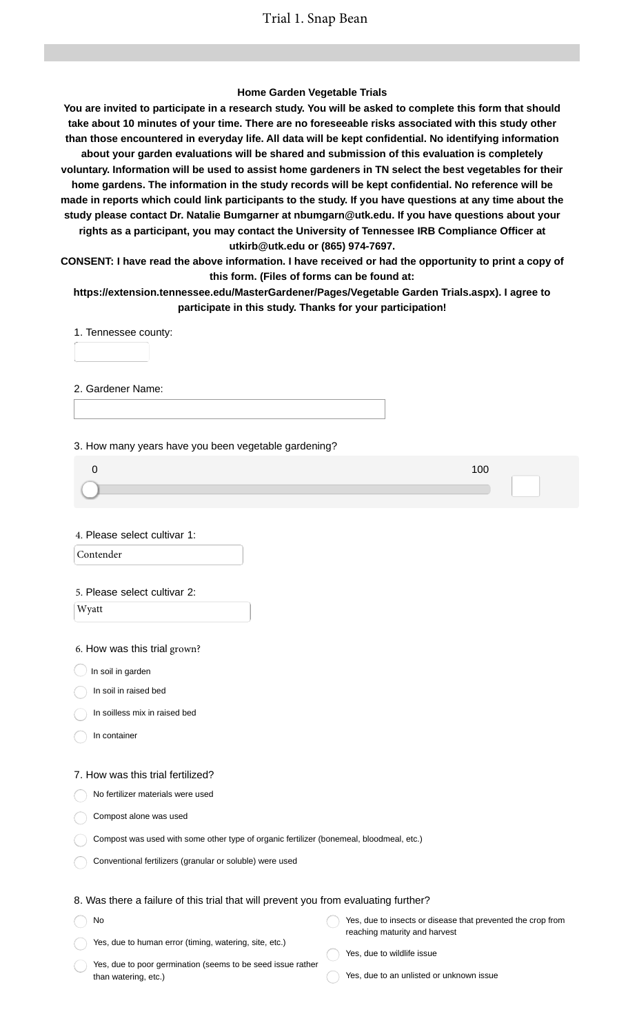# Trial 1. Snap Bean

**Home Garden Vegetable Trials**

**You are invited to participate in a research study. You will be asked to complete this form that should take about 10 minutes of your time. There are no foreseeable risks associated with this study other than those encountered in everyday life. All data will be kept confidential. No identifying information about your garden evaluations will be shared and submission of this evaluation is completely voluntary. Information will be used to assist home gardeners in TN select the best vegetables for their home gardens. The information in the study records will be kept confidential. No reference will be made in reports which could link participants to the study. If you have questions at any time about the study please contact Dr. Natalie Bumgarner at nbumgarn@utk.edu. If you have questions about your rights as a participant, you may contact the University of Tennessee IRB Compliance Officer at utkirb@utk.edu or (865) 974-7697.**

**CONSENT: I have read the above information. I have received or had the opportunity to print a copy of this form. (Files of forms can be found at: https://extension.tennessee.edu/MasterGardener/Pages/Vegetable Garden Trials.aspx). I agree to participate in this study. Thanks for your participation!**

1. Tennessee county:

2. Gardener Name:

3. How many years have you been vegetable gardening?

0 — 100

4. Please select cultivar 1:

Contender

5. Please select cultivar 2:

Wyatt

6. How was this trial grown?

- ◯ In soil in garden
- ◯ In soil in raised bed
- ◯ In soilless mix in raised bed
- ◯ In container

7. How was this trial fertilized?

- ◯ No fertilizer materials were used
- ◯ Compost alone was used
- ◯ Compost was used with some other type of organic fertilizer (bonemeal, bloodmeal, etc.)
- ◯ Conventional fertilizers (granular or soluble) were used

8. Was there a failure of this trial that will prevent you from evaluating further?

- ◯ No
- ◯ Yes, due to human error (timing, watering, site, etc.)
- ◯ Yes, due to poor germination (seems to be seed issue rather than watering, etc.)
- ◯ Yes, due to insects or disease that prevented the crop from reaching maturity and harvest
- ◯ Yes, due to wildlife issue
- ◯ Yes, due to an unlisted or unknown issue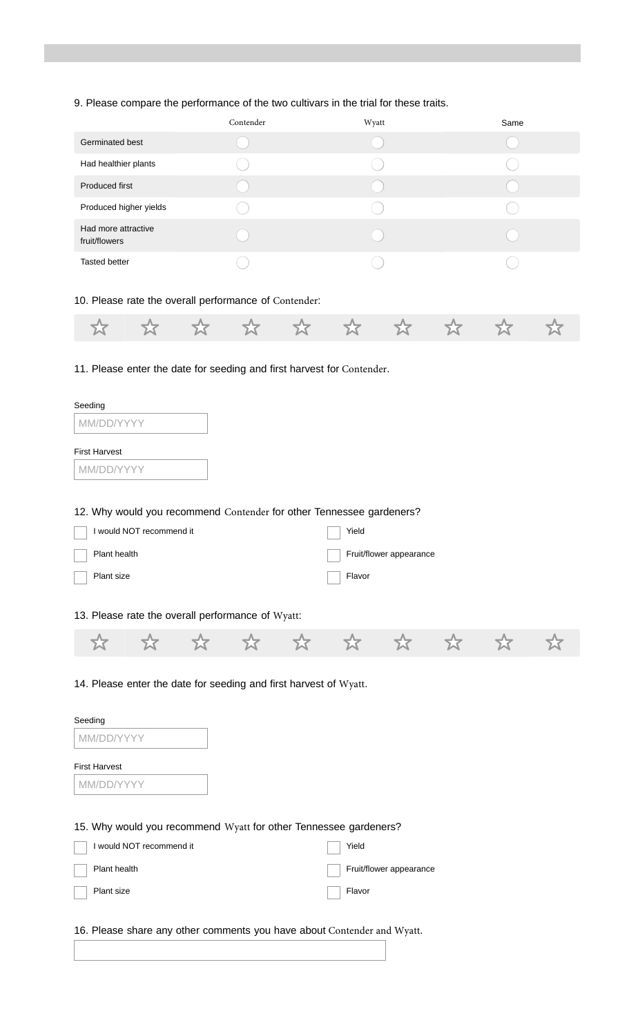9. Please compare the performance of the two cultivars in the trial for these traits.

| | Contender | Wyatt | Same |
|---|---|---|---|
| Germinated best | | | |
| Had healthier plants | | | |
| Produced first | | | |
| Produced higher yields | | | |
| Had more attractive fruit/flowers | | | |
| Tasted better | | | |

10. Please rate the overall performance of Contender:

☆ ☆ ☆ ☆ ☆ ☆ ☆ ☆ ☆ ☆

11. Please enter the date for seeding and first harvest for Contender.

Seeding

MM/DD/YYYY

First Harvest

MM/DD/YYYY

12. Why would you recommend Contender for other Tennessee gardeners?

- [ ] I would NOT recommend it
- [ ] Yield
- [ ] Plant health
- [ ] Fruit/flower appearance
- [ ] Plant size
- [ ] Flavor

13. Please rate the overall performance of Wyatt:

☆ ☆ ☆ ☆ ☆ ☆ ☆ ☆ ☆ ☆

14. Please enter the date for seeding and first harvest of Wyatt.

Seeding

MM/DD/YYYY

First Harvest

MM/DD/YYYY

15. Why would you recommend Wyatt for other Tennessee gardeners?

- [ ] I would NOT recommend it
- [ ] Yield
- [ ] Plant health
- [ ] Fruit/flower appearance
- [ ] Plant size
- [ ] Flavor

16. Please share any other comments you have about Contender and Wyatt.